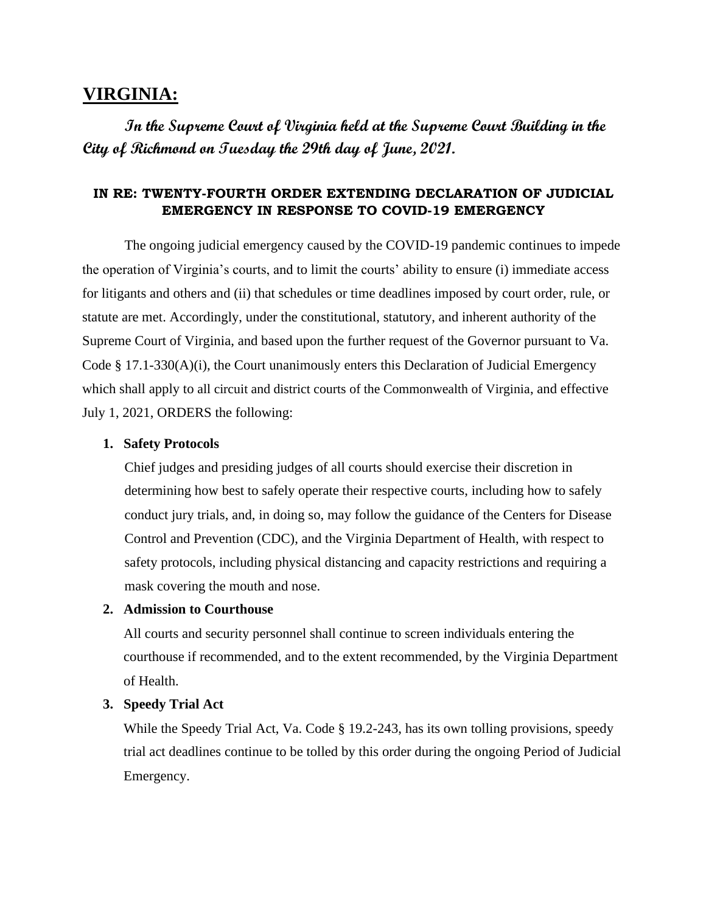# VIRGINIA:

***In the Supreme Court of Virginia held at the Supreme Court Building in the City of Richmond on Tuesday the 29th day of June, 2021.***

**IN RE: TWENTY-FOURTH ORDER EXTENDING DECLARATION OF JUDICIAL EMERGENCY IN RESPONSE TO COVID-19 EMERGENCY**

The ongoing judicial emergency caused by the COVID-19 pandemic continues to impede the operation of Virginia's courts, and to limit the courts' ability to ensure (i) immediate access for litigants and others and (ii) that schedules or time deadlines imposed by court order, rule, or statute are met. Accordingly, under the constitutional, statutory, and inherent authority of the Supreme Court of Virginia, and based upon the further request of the Governor pursuant to Va. Code § 17.1-330(A)(i), the Court unanimously enters this Declaration of Judicial Emergency which shall apply to all circuit and district courts of the Commonwealth of Virginia, and effective July 1, 2021, ORDERS the following:

1. **Safety Protocols**

   Chief judges and presiding judges of all courts should exercise their discretion in determining how best to safely operate their respective courts, including how to safely conduct jury trials, and, in doing so, may follow the guidance of the Centers for Disease Control and Prevention (CDC), and the Virginia Department of Health, with respect to safety protocols, including physical distancing and capacity restrictions and requiring a mask covering the mouth and nose.

2. **Admission to Courthouse**

   All courts and security personnel shall continue to screen individuals entering the courthouse if recommended, and to the extent recommended, by the Virginia Department of Health.

3. **Speedy Trial Act**

   While the Speedy Trial Act, Va. Code § 19.2-243, has its own tolling provisions, speedy trial act deadlines continue to be tolled by this order during the ongoing Period of Judicial Emergency.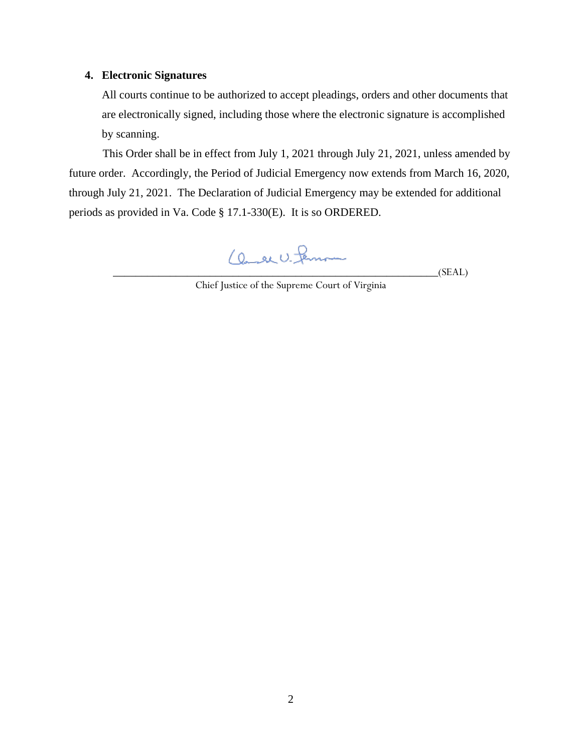4. **Electronic Signatures**

   All courts continue to be authorized to accept pleadings, orders and other documents that are electronically signed, including those where the electronic signature is accomplished by scanning.

This Order shall be in effect from July 1, 2021 through July 21, 2021, unless amended by future order. Accordingly, the Period of Judicial Emergency now extends from March 16, 2020, through July 21, 2021. The Declaration of Judicial Emergency may be extended for additional periods as provided in Va. Code § 17.1-330(E). It is so ORDERED.

_______________________________________________(SEAL)

Chief Justice of the Supreme Court of Virginia